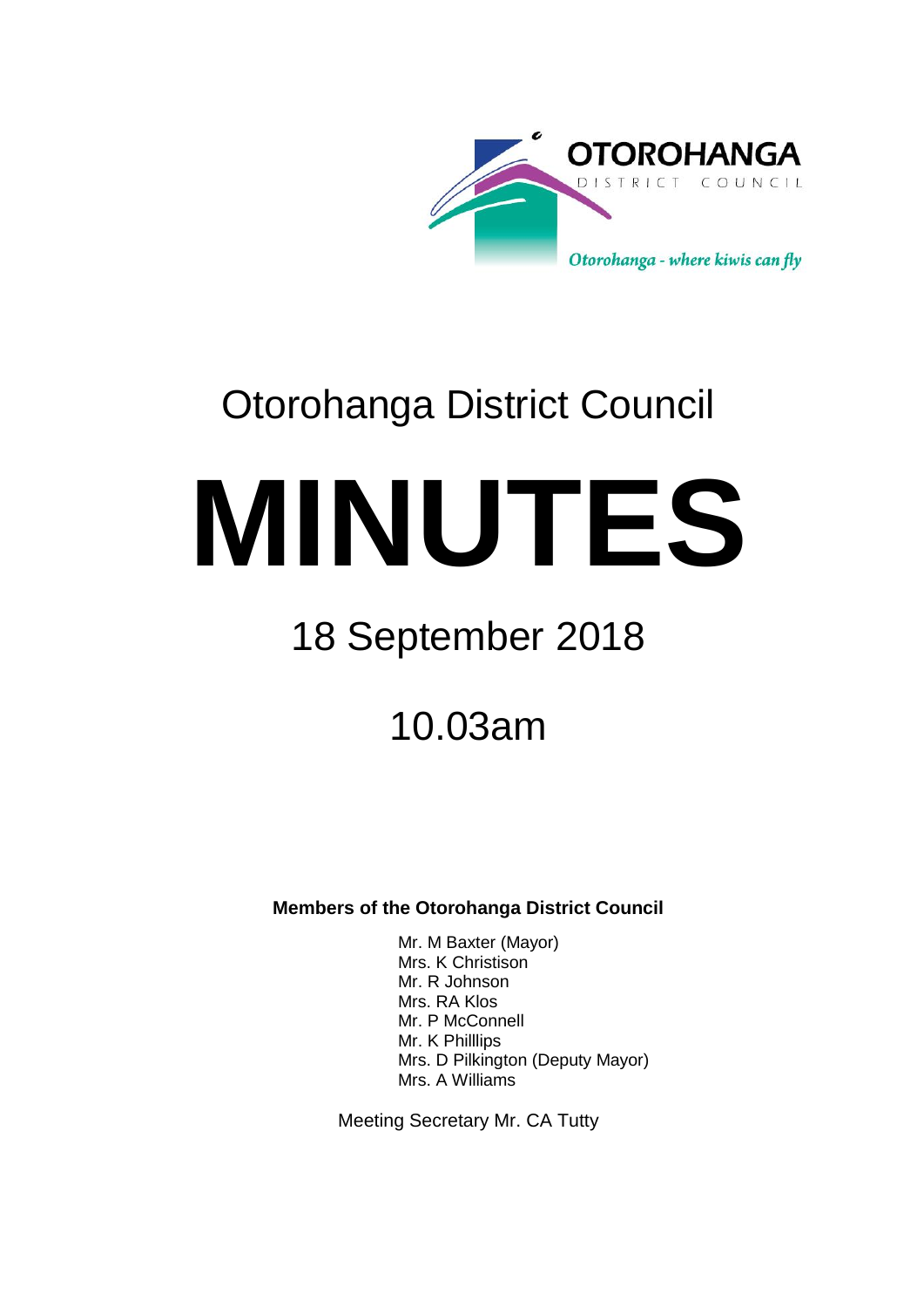OTOROHANGA DISTRICT COUNCIL

*Otorohanga - where kiwis can fly*

# Otorohanga District Council

# MINUTES

## 18 September 2018

## 10.03am

**Members of the Otorohanga District Council**

Mr. M Baxter (Mayor)
Mrs. K Christison
Mr. R Johnson
Mrs. RA Klos
Mr. P McConnell
Mr. K Philllips
Mrs. D Pilkington (Deputy Mayor)
Mrs. A Williams

Meeting Secretary Mr. CA Tutty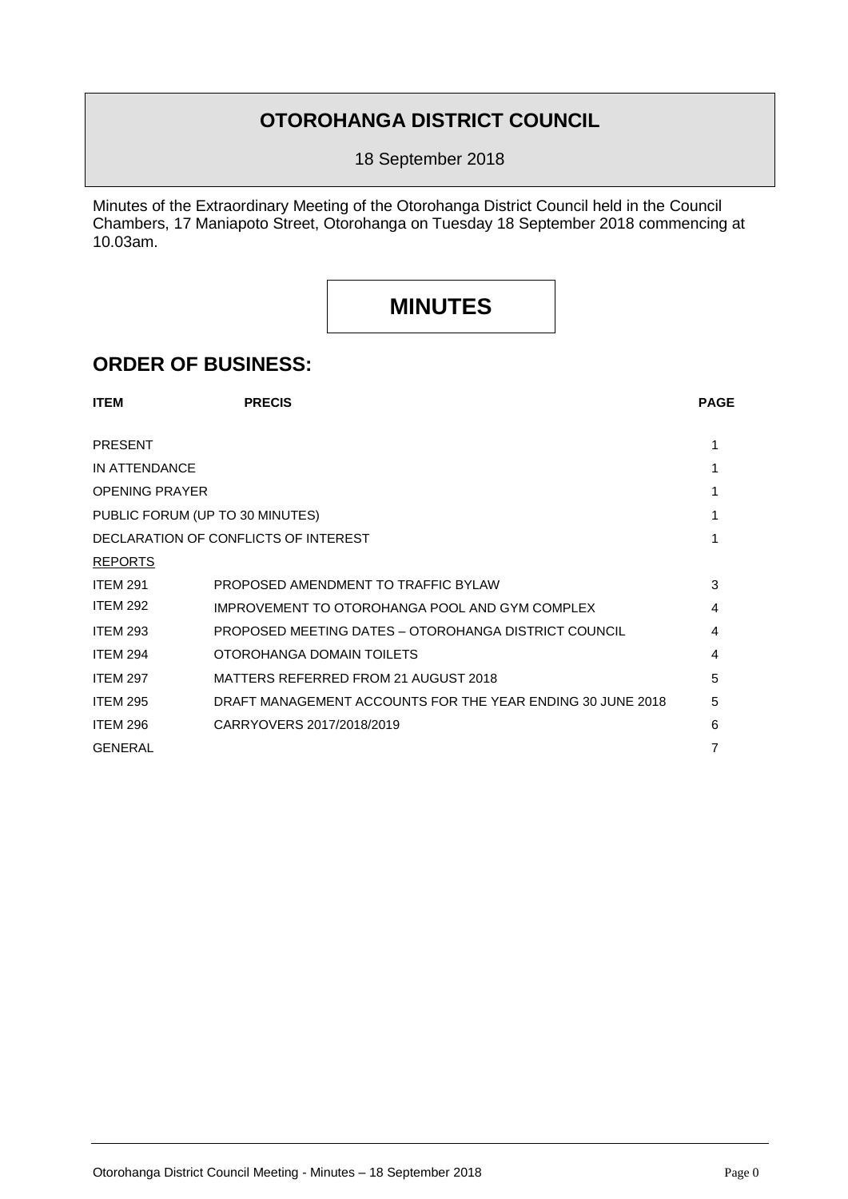# OTOROHANGA DISTRICT COUNCIL

18 September 2018

Minutes of the Extraordinary Meeting of the Otorohanga District Council held in the Council Chambers, 17 Maniapoto Street, Otorohanga on Tuesday 18 September 2018 commencing at 10.03am.

# MINUTES

## ORDER OF BUSINESS:

| ITEM | PRECIS | PAGE |
|---|---|---|
| PRESENT | | 1 |
| IN ATTENDANCE | | 1 |
| OPENING PRAYER | | 1 |
| PUBLIC FORUM (UP TO 30 MINUTES) | | 1 |
| DECLARATION OF CONFLICTS OF INTEREST | | 1 |
| REPORTS | | |
| ITEM 291 | PROPOSED AMENDMENT TO TRAFFIC BYLAW | 3 |
| ITEM 292 | IMPROVEMENT TO OTOROHANGA POOL AND GYM COMPLEX | 4 |
| ITEM 293 | PROPOSED MEETING DATES – OTOROHANGA DISTRICT COUNCIL | 4 |
| ITEM 294 | OTOROHANGA DOMAIN TOILETS | 4 |
| ITEM 297 | MATTERS REFERRED FROM 21 AUGUST 2018 | 5 |
| ITEM 295 | DRAFT MANAGEMENT ACCOUNTS FOR THE YEAR ENDING 30 JUNE 2018 | 5 |
| ITEM 296 | CARRYOVERS 2017/2018/2019 | 6 |
| GENERAL | | 7 |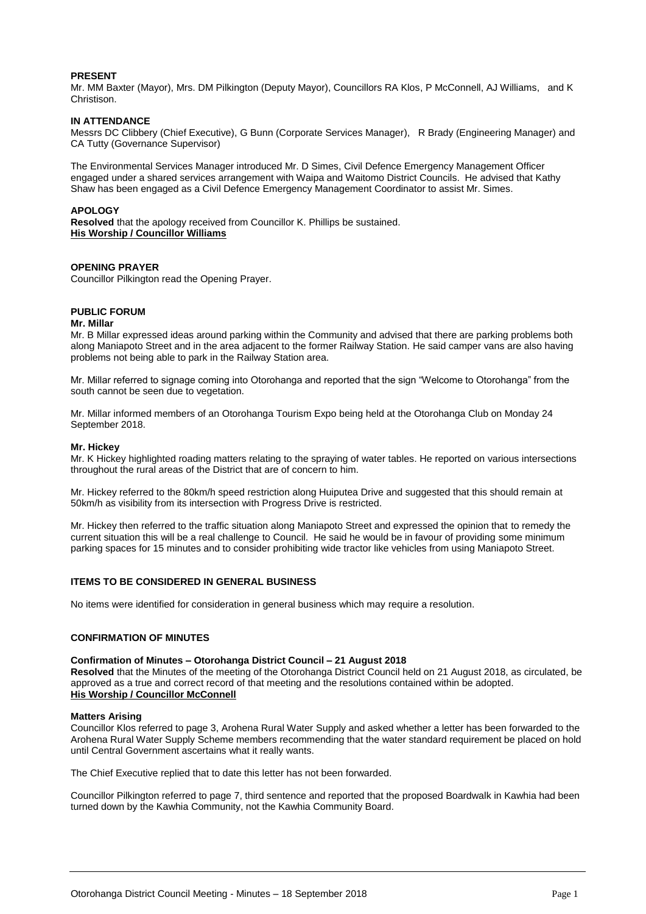**PRESENT**
Mr. MM Baxter (Mayor), Mrs. DM Pilkington (Deputy Mayor), Councillors RA Klos, P McConnell, AJ Williams, and K Christison.

**IN ATTENDANCE**
Messrs DC Clibbery (Chief Executive), G Bunn (Corporate Services Manager), R Brady (Engineering Manager) and CA Tutty (Governance Supervisor)

The Environmental Services Manager introduced Mr. D Simes, Civil Defence Emergency Management Officer engaged under a shared services arrangement with Waipa and Waitomo District Councils. He advised that Kathy Shaw has been engaged as a Civil Defence Emergency Management Coordinator to assist Mr. Simes.

**APOLOGY**
**Resolved** that the apology received from Councillor K. Phillips be sustained.
**His Worship / Councillor Williams**

**OPENING PRAYER**
Councillor Pilkington read the Opening Prayer.

**PUBLIC FORUM**

**Mr. Millar**
Mr. B Millar expressed ideas around parking within the Community and advised that there are parking problems both along Maniapoto Street and in the area adjacent to the former Railway Station. He said camper vans are also having problems not being able to park in the Railway Station area.

Mr. Millar referred to signage coming into Otorohanga and reported that the sign "Welcome to Otorohanga" from the south cannot be seen due to vegetation.

Mr. Millar informed members of an Otorohanga Tourism Expo being held at the Otorohanga Club on Monday 24 September 2018.

**Mr. Hickey**
Mr. K Hickey highlighted roading matters relating to the spraying of water tables. He reported on various intersections throughout the rural areas of the District that are of concern to him.

Mr. Hickey referred to the 80km/h speed restriction along Huiputea Drive and suggested that this should remain at 50km/h as visibility from its intersection with Progress Drive is restricted.

Mr. Hickey then referred to the traffic situation along Maniapoto Street and expressed the opinion that to remedy the current situation this will be a real challenge to Council. He said he would be in favour of providing some minimum parking spaces for 15 minutes and to consider prohibiting wide tractor like vehicles from using Maniapoto Street.

**ITEMS TO BE CONSIDERED IN GENERAL BUSINESS**

No items were identified for consideration in general business which may require a resolution.

**CONFIRMATION OF MINUTES**

**Confirmation of Minutes – Otorohanga District Council – 21 August 2018**
**Resolved** that the Minutes of the meeting of the Otorohanga District Council held on 21 August 2018, as circulated, be approved as a true and correct record of that meeting and the resolutions contained within be adopted.
**His Worship / Councillor McConnell**

**Matters Arising**
Councillor Klos referred to page 3, Arohena Rural Water Supply and asked whether a letter has been forwarded to the Arohena Rural Water Supply Scheme members recommending that the water standard requirement be placed on hold until Central Government ascertains what it really wants.

The Chief Executive replied that to date this letter has not been forwarded.

Councillor Pilkington referred to page 7, third sentence and reported that the proposed Boardwalk in Kawhia had been turned down by the Kawhia Community, not the Kawhia Community Board.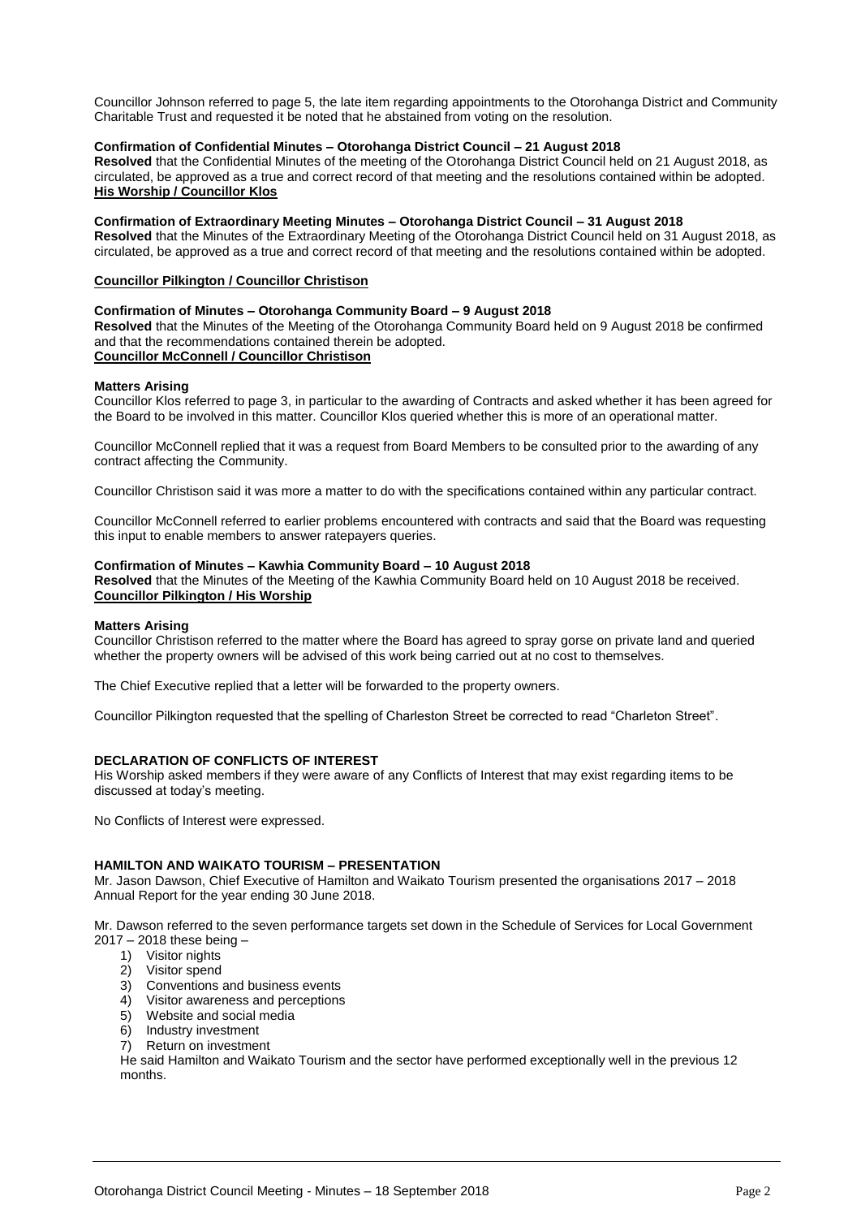Councillor Johnson referred to page 5, the late item regarding appointments to the Otorohanga District and Community Charitable Trust and requested it be noted that he abstained from voting on the resolution.

**Confirmation of Confidential Minutes – Otorohanga District Council – 21 August 2018**
**Resolved** that the Confidential Minutes of the meeting of the Otorohanga District Council held on 21 August 2018, as circulated, be approved as a true and correct record of that meeting and the resolutions contained within be adopted.
**His Worship / Councillor Klos**

**Confirmation of Extraordinary Meeting Minutes – Otorohanga District Council – 31 August 2018**
**Resolved** that the Minutes of the Extraordinary Meeting of the Otorohanga District Council held on 31 August 2018, as circulated, be approved as a true and correct record of that meeting and the resolutions contained within be adopted.

**Councillor Pilkington / Councillor Christison**

**Confirmation of Minutes – Otorohanga Community Board – 9 August 2018**
**Resolved** that the Minutes of the Meeting of the Otorohanga Community Board held on 9 August 2018 be confirmed and that the recommendations contained therein be adopted.
**Councillor McConnell / Councillor Christison**

**Matters Arising**
Councillor Klos referred to page 3, in particular to the awarding of Contracts and asked whether it has been agreed for the Board to be involved in this matter. Councillor Klos queried whether this is more of an operational matter.

Councillor McConnell replied that it was a request from Board Members to be consulted prior to the awarding of any contract affecting the Community.

Councillor Christison said it was more a matter to do with the specifications contained within any particular contract.

Councillor McConnell referred to earlier problems encountered with contracts and said that the Board was requesting this input to enable members to answer ratepayers queries.

**Confirmation of Minutes – Kawhia Community Board – 10 August 2018**
**Resolved** that the Minutes of the Meeting of the Kawhia Community Board held on 10 August 2018 be received.
**Councillor Pilkington / His Worship**

**Matters Arising**
Councillor Christison referred to the matter where the Board has agreed to spray gorse on private land and queried whether the property owners will be advised of this work being carried out at no cost to themselves.

The Chief Executive replied that a letter will be forwarded to the property owners.

Councillor Pilkington requested that the spelling of Charleston Street be corrected to read "Charleton Street".

**DECLARATION OF CONFLICTS OF INTEREST**
His Worship asked members if they were aware of any Conflicts of Interest that may exist regarding items to be discussed at today's meeting.

No Conflicts of Interest were expressed.

**HAMILTON AND WAIKATO TOURISM – PRESENTATION**
Mr. Jason Dawson, Chief Executive of Hamilton and Waikato Tourism presented the organisations 2017 – 2018 Annual Report for the year ending 30 June 2018.

Mr. Dawson referred to the seven performance targets set down in the Schedule of Services for Local Government 2017 – 2018 these being –

1) Visitor nights
2) Visitor spend
3) Conventions and business events
4) Visitor awareness and perceptions
5) Website and social media
6) Industry investment
7) Return on investment

He said Hamilton and Waikato Tourism and the sector have performed exceptionally well in the previous 12 months.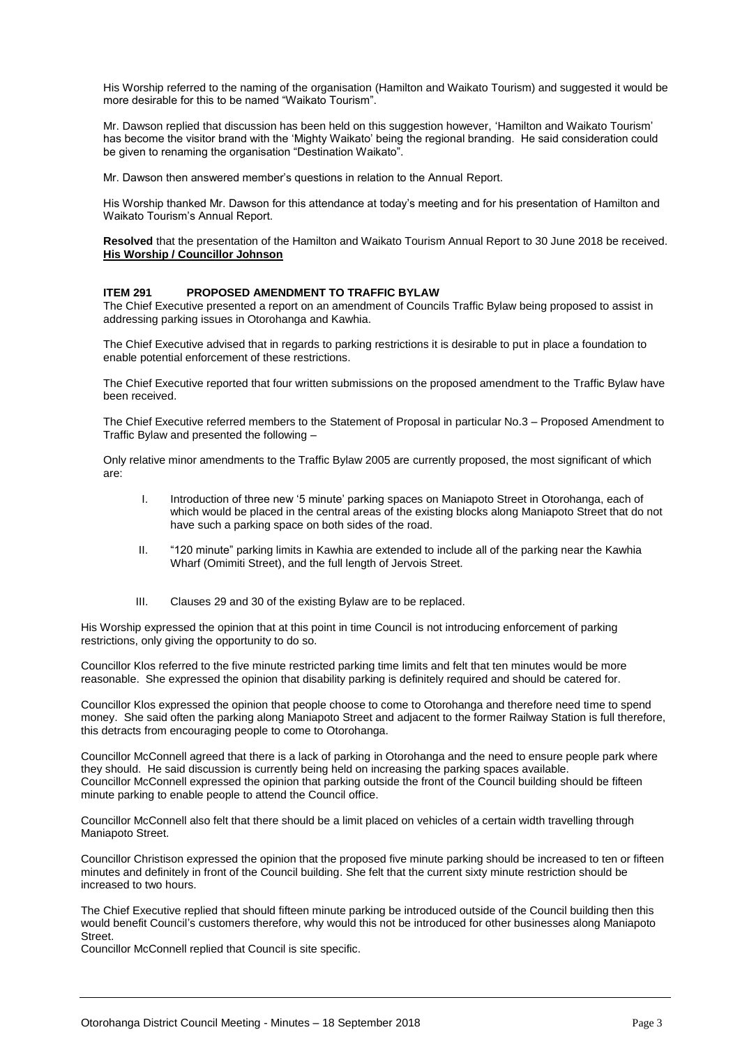His Worship referred to the naming of the organisation (Hamilton and Waikato Tourism) and suggested it would be more desirable for this to be named "Waikato Tourism".

Mr. Dawson replied that discussion has been held on this suggestion however, 'Hamilton and Waikato Tourism' has become the visitor brand with the 'Mighty Waikato' being the regional branding. He said consideration could be given to renaming the organisation "Destination Waikato".

Mr. Dawson then answered member's questions in relation to the Annual Report.

His Worship thanked Mr. Dawson for this attendance at today's meeting and for his presentation of Hamilton and Waikato Tourism's Annual Report.

**Resolved** that the presentation of the Hamilton and Waikato Tourism Annual Report to 30 June 2018 be received.
**His Worship / Councillor Johnson**

### ITEM 291 PROPOSED AMENDMENT TO TRAFFIC BYLAW

The Chief Executive presented a report on an amendment of Councils Traffic Bylaw being proposed to assist in addressing parking issues in Otorohanga and Kawhia.

The Chief Executive advised that in regards to parking restrictions it is desirable to put in place a foundation to enable potential enforcement of these restrictions.

The Chief Executive reported that four written submissions on the proposed amendment to the Traffic Bylaw have been received.

The Chief Executive referred members to the Statement of Proposal in particular No.3 – Proposed Amendment to Traffic Bylaw and presented the following –

Only relative minor amendments to the Traffic Bylaw 2005 are currently proposed, the most significant of which are:

I. Introduction of three new '5 minute' parking spaces on Maniapoto Street in Otorohanga, each of which would be placed in the central areas of the existing blocks along Maniapoto Street that do not have such a parking space on both sides of the road.

II. "120 minute" parking limits in Kawhia are extended to include all of the parking near the Kawhia Wharf (Omimiti Street), and the full length of Jervois Street.

III. Clauses 29 and 30 of the existing Bylaw are to be replaced.

His Worship expressed the opinion that at this point in time Council is not introducing enforcement of parking restrictions, only giving the opportunity to do so.

Councillor Klos referred to the five minute restricted parking time limits and felt that ten minutes would be more reasonable. She expressed the opinion that disability parking is definitely required and should be catered for.

Councillor Klos expressed the opinion that people choose to come to Otorohanga and therefore need time to spend money. She said often the parking along Maniapoto Street and adjacent to the former Railway Station is full therefore, this detracts from encouraging people to come to Otorohanga.

Councillor McConnell agreed that there is a lack of parking in Otorohanga and the need to ensure people park where they should. He said discussion is currently being held on increasing the parking spaces available.
Councillor McConnell expressed the opinion that parking outside the front of the Council building should be fifteen minute parking to enable people to attend the Council office.

Councillor McConnell also felt that there should be a limit placed on vehicles of a certain width travelling through Maniapoto Street.

Councillor Christison expressed the opinion that the proposed five minute parking should be increased to ten or fifteen minutes and definitely in front of the Council building. She felt that the current sixty minute restriction should be increased to two hours.

The Chief Executive replied that should fifteen minute parking be introduced outside of the Council building then this would benefit Council's customers therefore, why would this not be introduced for other businesses along Maniapoto Street.
Councillor McConnell replied that Council is site specific.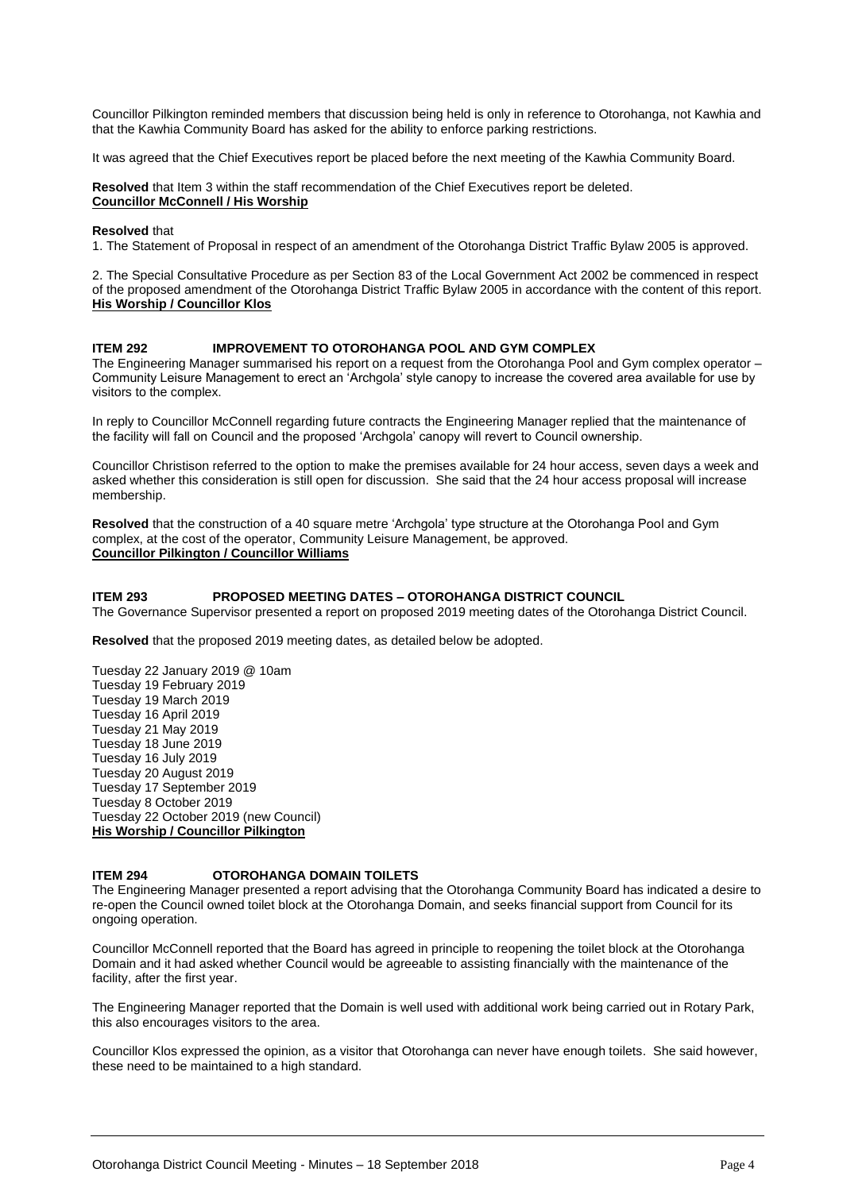Councillor Pilkington reminded members that discussion being held is only in reference to Otorohanga, not Kawhia and that the Kawhia Community Board has asked for the ability to enforce parking restrictions.

It was agreed that the Chief Executives report be placed before the next meeting of the Kawhia Community Board.

**Resolved** that Item 3 within the staff recommendation of the Chief Executives report be deleted.
**Councillor McConnell / His Worship**

**Resolved** that

1. The Statement of Proposal in respect of an amendment of the Otorohanga District Traffic Bylaw 2005 is approved.

2. The Special Consultative Procedure as per Section 83 of the Local Government Act 2002 be commenced in respect of the proposed amendment of the Otorohanga District Traffic Bylaw 2005 in accordance with the content of this report.
**His Worship / Councillor Klos**

### ITEM 292 IMPROVEMENT TO OTOROHANGA POOL AND GYM COMPLEX

The Engineering Manager summarised his report on a request from the Otorohanga Pool and Gym complex operator – Community Leisure Management to erect an 'Archgola' style canopy to increase the covered area available for use by visitors to the complex.

In reply to Councillor McConnell regarding future contracts the Engineering Manager replied that the maintenance of the facility will fall on Council and the proposed 'Archgola' canopy will revert to Council ownership.

Councillor Christison referred to the option to make the premises available for 24 hour access, seven days a week and asked whether this consideration is still open for discussion. She said that the 24 hour access proposal will increase membership.

**Resolved** that the construction of a 40 square metre 'Archgola' type structure at the Otorohanga Pool and Gym complex, at the cost of the operator, Community Leisure Management, be approved.
**Councillor Pilkington / Councillor Williams**

### ITEM 293 PROPOSED MEETING DATES – OTOROHANGA DISTRICT COUNCIL

The Governance Supervisor presented a report on proposed 2019 meeting dates of the Otorohanga District Council.

**Resolved** that the proposed 2019 meeting dates, as detailed below be adopted.

Tuesday 22 January 2019 @ 10am
Tuesday 19 February 2019
Tuesday 19 March 2019
Tuesday 16 April 2019
Tuesday 21 May 2019
Tuesday 18 June 2019
Tuesday 16 July 2019
Tuesday 20 August 2019
Tuesday 17 September 2019
Tuesday 8 October 2019
Tuesday 22 October 2019 (new Council)
**His Worship / Councillor Pilkington**

### ITEM 294 OTOROHANGA DOMAIN TOILETS

The Engineering Manager presented a report advising that the Otorohanga Community Board has indicated a desire to re-open the Council owned toilet block at the Otorohanga Domain, and seeks financial support from Council for its ongoing operation.

Councillor McConnell reported that the Board has agreed in principle to reopening the toilet block at the Otorohanga Domain and it had asked whether Council would be agreeable to assisting financially with the maintenance of the facility, after the first year.

The Engineering Manager reported that the Domain is well used with additional work being carried out in Rotary Park, this also encourages visitors to the area.

Councillor Klos expressed the opinion, as a visitor that Otorohanga can never have enough toilets. She said however, these need to be maintained to a high standard.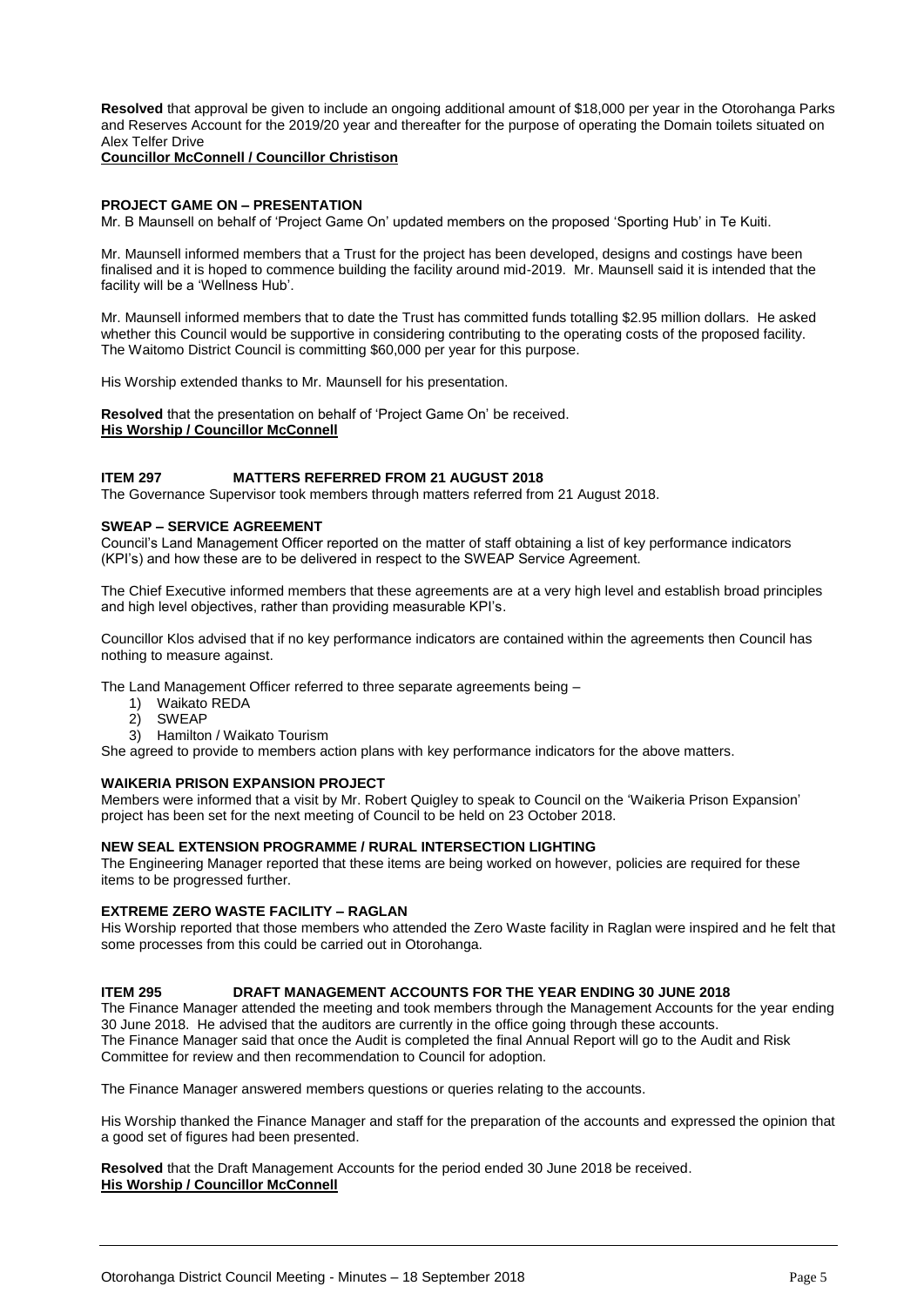**Resolved** that approval be given to include an ongoing additional amount of $18,000 per year in the Otorohanga Parks and Reserves Account for the 2019/20 year and thereafter for the purpose of operating the Domain toilets situated on Alex Telfer Drive

**Councillor McConnell / Councillor Christison**

**PROJECT GAME ON – PRESENTATION**

Mr. B Maunsell on behalf of 'Project Game On' updated members on the proposed 'Sporting Hub' in Te Kuiti.

Mr. Maunsell informed members that a Trust for the project has been developed, designs and costings have been finalised and it is hoped to commence building the facility around mid-2019. Mr. Maunsell said it is intended that the facility will be a 'Wellness Hub'.

Mr. Maunsell informed members that to date the Trust has committed funds totalling $2.95 million dollars. He asked whether this Council would be supportive in considering contributing to the operating costs of the proposed facility. The Waitomo District Council is committing $60,000 per year for this purpose.

His Worship extended thanks to Mr. Maunsell for his presentation.

**Resolved** that the presentation on behalf of 'Project Game On' be received.

**His Worship / Councillor McConnell**

**ITEM 297 MATTERS REFERRED FROM 21 AUGUST 2018**

The Governance Supervisor took members through matters referred from 21 August 2018.

**SWEAP – SERVICE AGREEMENT**

Council's Land Management Officer reported on the matter of staff obtaining a list of key performance indicators (KPI's) and how these are to be delivered in respect to the SWEAP Service Agreement.

The Chief Executive informed members that these agreements are at a very high level and establish broad principles and high level objectives, rather than providing measurable KPI's.

Councillor Klos advised that if no key performance indicators are contained within the agreements then Council has nothing to measure against.

The Land Management Officer referred to three separate agreements being –

1) Waikato REDA
2) SWEAP
3) Hamilton / Waikato Tourism

She agreed to provide to members action plans with key performance indicators for the above matters.

**WAIKERIA PRISON EXPANSION PROJECT**

Members were informed that a visit by Mr. Robert Quigley to speak to Council on the 'Waikeria Prison Expansion' project has been set for the next meeting of Council to be held on 23 October 2018.

**NEW SEAL EXTENSION PROGRAMME / RURAL INTERSECTION LIGHTING**

The Engineering Manager reported that these items are being worked on however, policies are required for these items to be progressed further.

**EXTREME ZERO WASTE FACILITY – RAGLAN**

His Worship reported that those members who attended the Zero Waste facility in Raglan were inspired and he felt that some processes from this could be carried out in Otorohanga.

**ITEM 295 DRAFT MANAGEMENT ACCOUNTS FOR THE YEAR ENDING 30 JUNE 2018**

The Finance Manager attended the meeting and took members through the Management Accounts for the year ending 30 June 2018. He advised that the auditors are currently in the office going through these accounts.
The Finance Manager said that once the Audit is completed the final Annual Report will go to the Audit and Risk Committee for review and then recommendation to Council for adoption.

The Finance Manager answered members questions or queries relating to the accounts.

His Worship thanked the Finance Manager and staff for the preparation of the accounts and expressed the opinion that a good set of figures had been presented.

**Resolved** that the Draft Management Accounts for the period ended 30 June 2018 be received.

**His Worship / Councillor McConnell**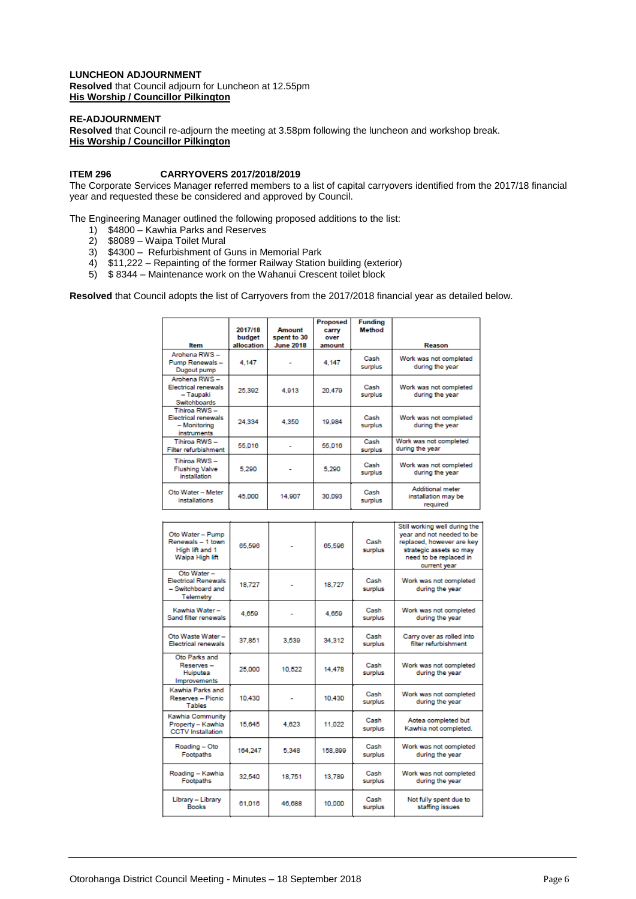**LUNCHEON ADJOURNMENT**
**Resolved** that Council adjourn for Luncheon at 12.55pm
**His Worship / Councillor Pilkington**

**RE-ADJOURNMENT**
**Resolved** that Council re-adjourn the meeting at 3.58pm following the luncheon and workshop break.
**His Worship / Councillor Pilkington**

**ITEM 296 CARRYOVERS 2017/2018/2019**

The Corporate Services Manager referred members to a list of capital carryovers identified from the 2017/18 financial year and requested these be considered and approved by Council.

The Engineering Manager outlined the following proposed additions to the list:

1) $4800 – Kawhia Parks and Reserves
2) $8089 – Waipa Toilet Mural
3) $4300 – Refurbishment of Guns in Memorial Park
4) $11,222 – Repainting of the former Railway Station building (exterior)
5) $ 8344 – Maintenance work on the Wahanui Crescent toilet block

**Resolved** that Council adopts the list of Carryovers from the 2017/2018 financial year as detailed below.

| Item | 2017/18 budget allocation | Amount spent to 30 June 2018 | Proposed carry over amount | Funding Method | Reason |
|---|---|---|---|---|---|
| Arohena RWS – Pump Renewals – Dugout pump | 4,147 | - | 4,147 | Cash surplus | Work was not completed during the year |
| Arohena RWS – Electrical renewals – Taupaki Switchboards | 25,392 | 4,913 | 20,479 | Cash surplus | Work was not completed during the year |
| Tihiroa RWS – Electrical renewals – Monitoring instruments | 24,334 | 4,350 | 19,984 | Cash surplus | Work was not completed during the year |
| Tihiroa RWS – Filter refurbishment | 55,016 | - | 55,016 | Cash surplus | Work was not completed during the year |
| Tihiroa RWS – Flushing Valve installation | 5,290 | - | 5,290 | Cash surplus | Work was not completed during the year |
| Oto Water – Meter installations | 45,000 | 14,907 | 30,093 | Cash surplus | Additional meter installation may be required |
| Oto Water – Pump Renewals – 1 town High lift and 1 Waipa High lift | 65,596 | - | 65,596 | Cash surplus | Still working well during the year and not needed to be replaced, however are key strategic assets so may need to be replaced in current year |
| Oto Water – Electrical Renewals – Switchboard and Telemetry | 18,727 | - | 18,727 | Cash surplus | Work was not completed during the year |
| Kawhia Water – Sand filter renewals | 4,659 | - | 4,659 | Cash surplus | Work was not completed during the year |
| Oto Waste Water – Electrical renewals | 37,851 | 3,539 | 34,312 | Cash surplus | Carry over as rolled into filter refurbishment |
| Oto Parks and Reserves – Huiputea Improvements | 25,000 | 10,522 | 14,478 | Cash surplus | Work was not completed during the year |
| Kawhia Parks and Reserves – Picnic Tables | 10,430 | - | 10,430 | Cash surplus | Work was not completed during the year |
| Kawhia Community Property – Kawhia CCTV Installation | 15,645 | 4,623 | 11,022 | Cash surplus | Aotea completed but Kawhia not completed. |
| Roading – Oto Footpaths | 164,247 | 5,348 | 158,899 | Cash surplus | Work was not completed during the year |
| Roading – Kawhia Footpaths | 32,540 | 18,751 | 13,789 | Cash surplus | Work was not completed during the year |
| Library – Library Books | 61,016 | 46,688 | 10,000 | Cash surplus | Not fully spent due to staffing issues |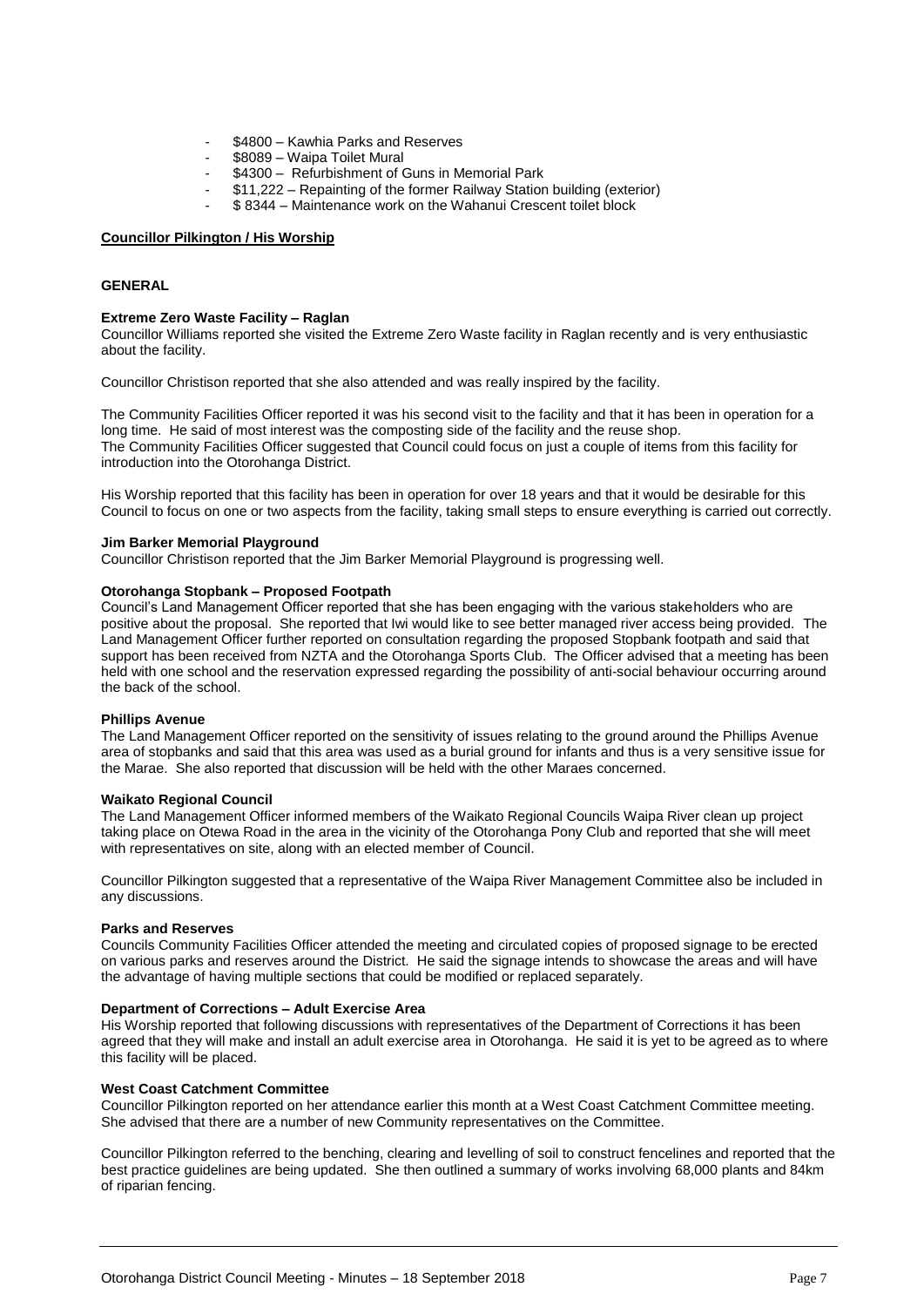- $4800 – Kawhia Parks and Reserves
- $8089 – Waipa Toilet Mural
- $4300 – Refurbishment of Guns in Memorial Park
- $11,222 – Repainting of the former Railway Station building (exterior)
- $ 8344 – Maintenance work on the Wahanui Crescent toilet block

**Councillor Pilkington / His Worship**

**GENERAL**

**Extreme Zero Waste Facility – Raglan**
Councillor Williams reported she visited the Extreme Zero Waste facility in Raglan recently and is very enthusiastic about the facility.

Councillor Christison reported that she also attended and was really inspired by the facility.

The Community Facilities Officer reported it was his second visit to the facility and that it has been in operation for a long time. He said of most interest was the composting side of the facility and the reuse shop.
The Community Facilities Officer suggested that Council could focus on just a couple of items from this facility for introduction into the Otorohanga District.

His Worship reported that this facility has been in operation for over 18 years and that it would be desirable for this Council to focus on one or two aspects from the facility, taking small steps to ensure everything is carried out correctly.

**Jim Barker Memorial Playground**
Councillor Christison reported that the Jim Barker Memorial Playground is progressing well.

**Otorohanga Stopbank – Proposed Footpath**
Council's Land Management Officer reported that she has been engaging with the various stakeholders who are positive about the proposal. She reported that Iwi would like to see better managed river access being provided. The Land Management Officer further reported on consultation regarding the proposed Stopbank footpath and said that support has been received from NZTA and the Otorohanga Sports Club. The Officer advised that a meeting has been held with one school and the reservation expressed regarding the possibility of anti-social behaviour occurring around the back of the school.

**Phillips Avenue**
The Land Management Officer reported on the sensitivity of issues relating to the ground around the Phillips Avenue area of stopbanks and said that this area was used as a burial ground for infants and thus is a very sensitive issue for the Marae. She also reported that discussion will be held with the other Maraes concerned.

**Waikato Regional Council**
The Land Management Officer informed members of the Waikato Regional Councils Waipa River clean up project taking place on Otewa Road in the area in the vicinity of the Otorohanga Pony Club and reported that she will meet with representatives on site, along with an elected member of Council.

Councillor Pilkington suggested that a representative of the Waipa River Management Committee also be included in any discussions.

**Parks and Reserves**
Councils Community Facilities Officer attended the meeting and circulated copies of proposed signage to be erected on various parks and reserves around the District. He said the signage intends to showcase the areas and will have the advantage of having multiple sections that could be modified or replaced separately.

**Department of Corrections – Adult Exercise Area**
His Worship reported that following discussions with representatives of the Department of Corrections it has been agreed that they will make and install an adult exercise area in Otorohanga. He said it is yet to be agreed as to where this facility will be placed.

**West Coast Catchment Committee**
Councillor Pilkington reported on her attendance earlier this month at a West Coast Catchment Committee meeting. She advised that there are a number of new Community representatives on the Committee.

Councillor Pilkington referred to the benching, clearing and levelling of soil to construct fencelines and reported that the best practice guidelines are being updated. She then outlined a summary of works involving 68,000 plants and 84km of riparian fencing.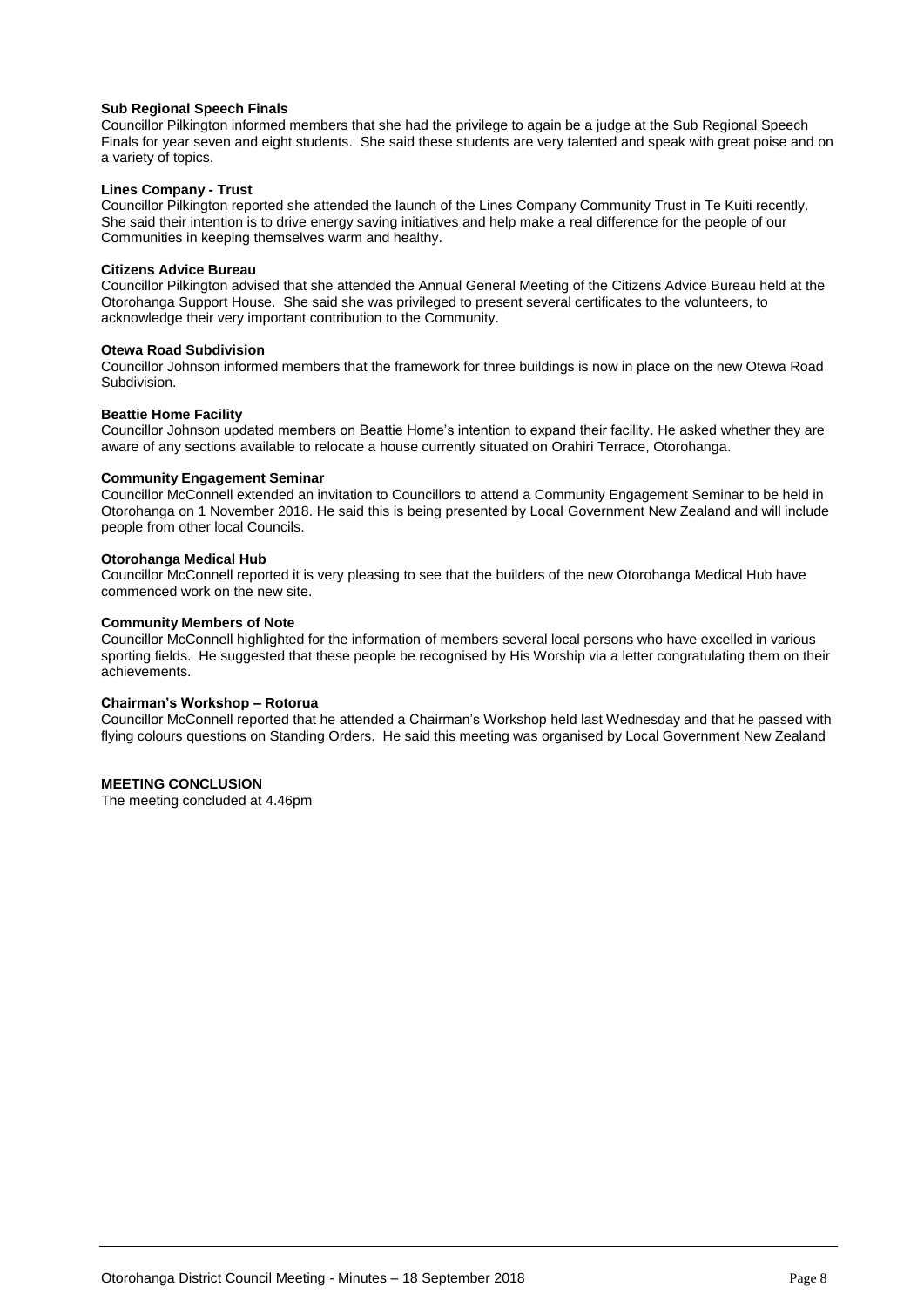**Sub Regional Speech Finals**
Councillor Pilkington informed members that she had the privilege to again be a judge at the Sub Regional Speech Finals for year seven and eight students. She said these students are very talented and speak with great poise and on a variety of topics.

**Lines Company - Trust**
Councillor Pilkington reported she attended the launch of the Lines Company Community Trust in Te Kuiti recently. She said their intention is to drive energy saving initiatives and help make a real difference for the people of our Communities in keeping themselves warm and healthy.

**Citizens Advice Bureau**
Councillor Pilkington advised that she attended the Annual General Meeting of the Citizens Advice Bureau held at the Otorohanga Support House. She said she was privileged to present several certificates to the volunteers, to acknowledge their very important contribution to the Community.

**Otewa Road Subdivision**
Councillor Johnson informed members that the framework for three buildings is now in place on the new Otewa Road Subdivision.

**Beattie Home Facility**
Councillor Johnson updated members on Beattie Home's intention to expand their facility. He asked whether they are aware of any sections available to relocate a house currently situated on Orahiri Terrace, Otorohanga.

**Community Engagement Seminar**
Councillor McConnell extended an invitation to Councillors to attend a Community Engagement Seminar to be held in Otorohanga on 1 November 2018. He said this is being presented by Local Government New Zealand and will include people from other local Councils.

**Otorohanga Medical Hub**
Councillor McConnell reported it is very pleasing to see that the builders of the new Otorohanga Medical Hub have commenced work on the new site.

**Community Members of Note**
Councillor McConnell highlighted for the information of members several local persons who have excelled in various sporting fields. He suggested that these people be recognised by His Worship via a letter congratulating them on their achievements.

**Chairman's Workshop – Rotorua**
Councillor McConnell reported that he attended a Chairman's Workshop held last Wednesday and that he passed with flying colours questions on Standing Orders. He said this meeting was organised by Local Government New Zealand

**MEETING CONCLUSION**
The meeting concluded at 4.46pm